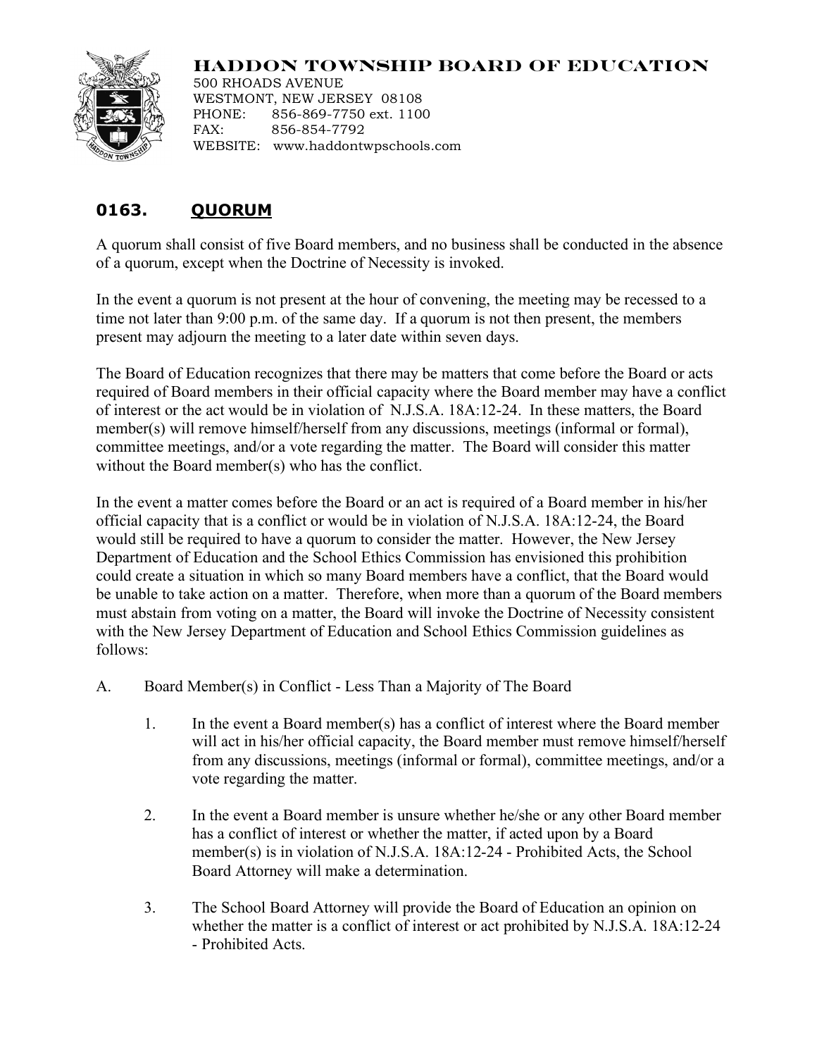# HADDON TOWNSHIP BOARD OF EDUCATION

500 RHOADS AVENUE
WESTMONT, NEW JERSEY 08108
PHONE: 856-869-7750 ext. 1100
FAX: 856-854-7792
WEBSITE: www.haddontwpschools.com

## 0163. QUORUM

A quorum shall consist of five Board members, and no business shall be conducted in the absence of a quorum, except when the Doctrine of Necessity is invoked.

In the event a quorum is not present at the hour of convening, the meeting may be recessed to a time not later than 9:00 p.m. of the same day. If a quorum is not then present, the members present may adjourn the meeting to a later date within seven days.

The Board of Education recognizes that there may be matters that come before the Board or acts required of Board members in their official capacity where the Board member may have a conflict of interest or the act would be in violation of N.J.S.A. 18A:12-24. In these matters, the Board member(s) will remove himself/herself from any discussions, meetings (informal or formal), committee meetings, and/or a vote regarding the matter. The Board will consider this matter without the Board member(s) who has the conflict.

In the event a matter comes before the Board or an act is required of a Board member in his/her official capacity that is a conflict or would be in violation of N.J.S.A. 18A:12-24, the Board would still be required to have a quorum to consider the matter. However, the New Jersey Department of Education and the School Ethics Commission has envisioned this prohibition could create a situation in which so many Board members have a conflict, that the Board would be unable to take action on a matter. Therefore, when more than a quorum of the Board members must abstain from voting on a matter, the Board will invoke the Doctrine of Necessity consistent with the New Jersey Department of Education and School Ethics Commission guidelines as follows:

A. Board Member(s) in Conflict - Less Than a Majority of The Board

1. In the event a Board member(s) has a conflict of interest where the Board member will act in his/her official capacity, the Board member must remove himself/herself from any discussions, meetings (informal or formal), committee meetings, and/or a vote regarding the matter.

2. In the event a Board member is unsure whether he/she or any other Board member has a conflict of interest or whether the matter, if acted upon by a Board member(s) is in violation of N.J.S.A. 18A:12-24 - Prohibited Acts, the School Board Attorney will make a determination.

3. The School Board Attorney will provide the Board of Education an opinion on whether the matter is a conflict of interest or act prohibited by N.J.S.A. 18A:12-24 - Prohibited Acts.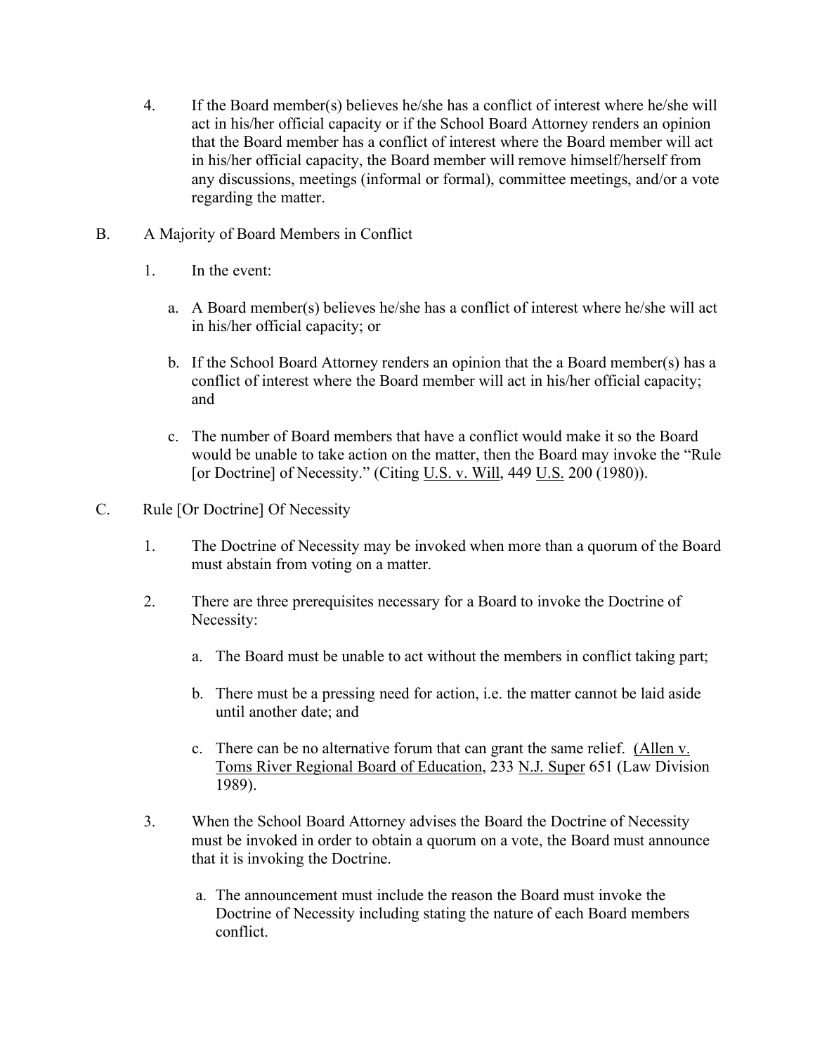4. If the Board member(s) believes he/she has a conflict of interest where he/she will act in his/her official capacity or if the School Board Attorney renders an opinion that the Board member has a conflict of interest where the Board member will act in his/her official capacity, the Board member will remove himself/herself from any discussions, meetings (informal or formal), committee meetings, and/or a vote regarding the matter.

B. A Majority of Board Members in Conflict

1. In the event:

   a. A Board member(s) believes he/she has a conflict of interest where he/she will act in his/her official capacity; or

   b. If the School Board Attorney renders an opinion that the a Board member(s) has a conflict of interest where the Board member will act in his/her official capacity; and

   c. The number of Board members that have a conflict would make it so the Board would be unable to take action on the matter, then the Board may invoke the "Rule [or Doctrine] of Necessity." (Citing U.S. v. Will, 449 U.S. 200 (1980)).

C. Rule [Or Doctrine] Of Necessity

1. The Doctrine of Necessity may be invoked when more than a quorum of the Board must abstain from voting on a matter.

2. There are three prerequisites necessary for a Board to invoke the Doctrine of Necessity:

   a. The Board must be unable to act without the members in conflict taking part;

   b. There must be a pressing need for action, i.e. the matter cannot be laid aside until another date; and

   c. There can be no alternative forum that can grant the same relief. (Allen v. Toms River Regional Board of Education, 233 N.J. Super 651 (Law Division 1989).

3. When the School Board Attorney advises the Board the Doctrine of Necessity must be invoked in order to obtain a quorum on a vote, the Board must announce that it is invoking the Doctrine.

   a. The announcement must include the reason the Board must invoke the Doctrine of Necessity including stating the nature of each Board members conflict.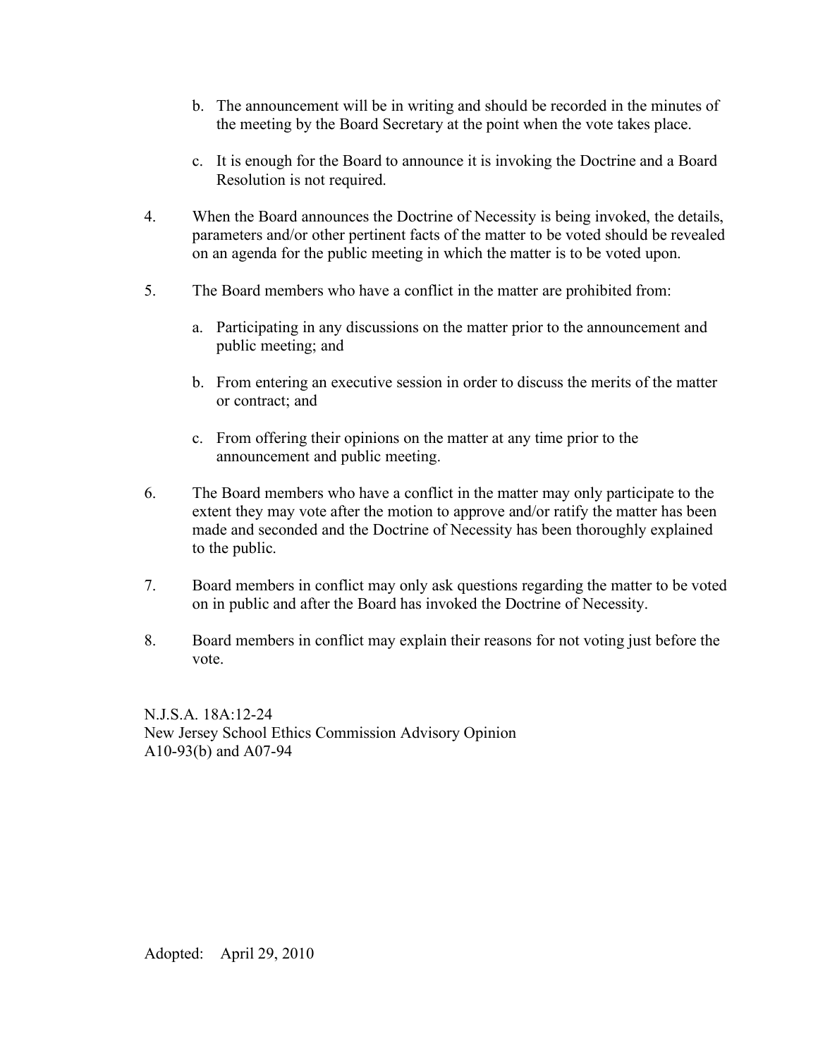b. The announcement will be in writing and should be recorded in the minutes of the meeting by the Board Secretary at the point when the vote takes place.

c. It is enough for the Board to announce it is invoking the Doctrine and a Board Resolution is not required.

4. When the Board announces the Doctrine of Necessity is being invoked, the details, parameters and/or other pertinent facts of the matter to be voted should be revealed on an agenda for the public meeting in which the matter is to be voted upon.

5. The Board members who have a conflict in the matter are prohibited from:

   a. Participating in any discussions on the matter prior to the announcement and public meeting; and

   b. From entering an executive session in order to discuss the merits of the matter or contract; and

   c. From offering their opinions on the matter at any time prior to the announcement and public meeting.

6. The Board members who have a conflict in the matter may only participate to the extent they may vote after the motion to approve and/or ratify the matter has been made and seconded and the Doctrine of Necessity has been thoroughly explained to the public.

7. Board members in conflict may only ask questions regarding the matter to be voted on in public and after the Board has invoked the Doctrine of Necessity.

8. Board members in conflict may explain their reasons for not voting just before the vote.

N.J.S.A. 18A:12-24
New Jersey School Ethics Commission Advisory Opinion
A10-93(b) and A07-94

Adopted: April 29, 2010